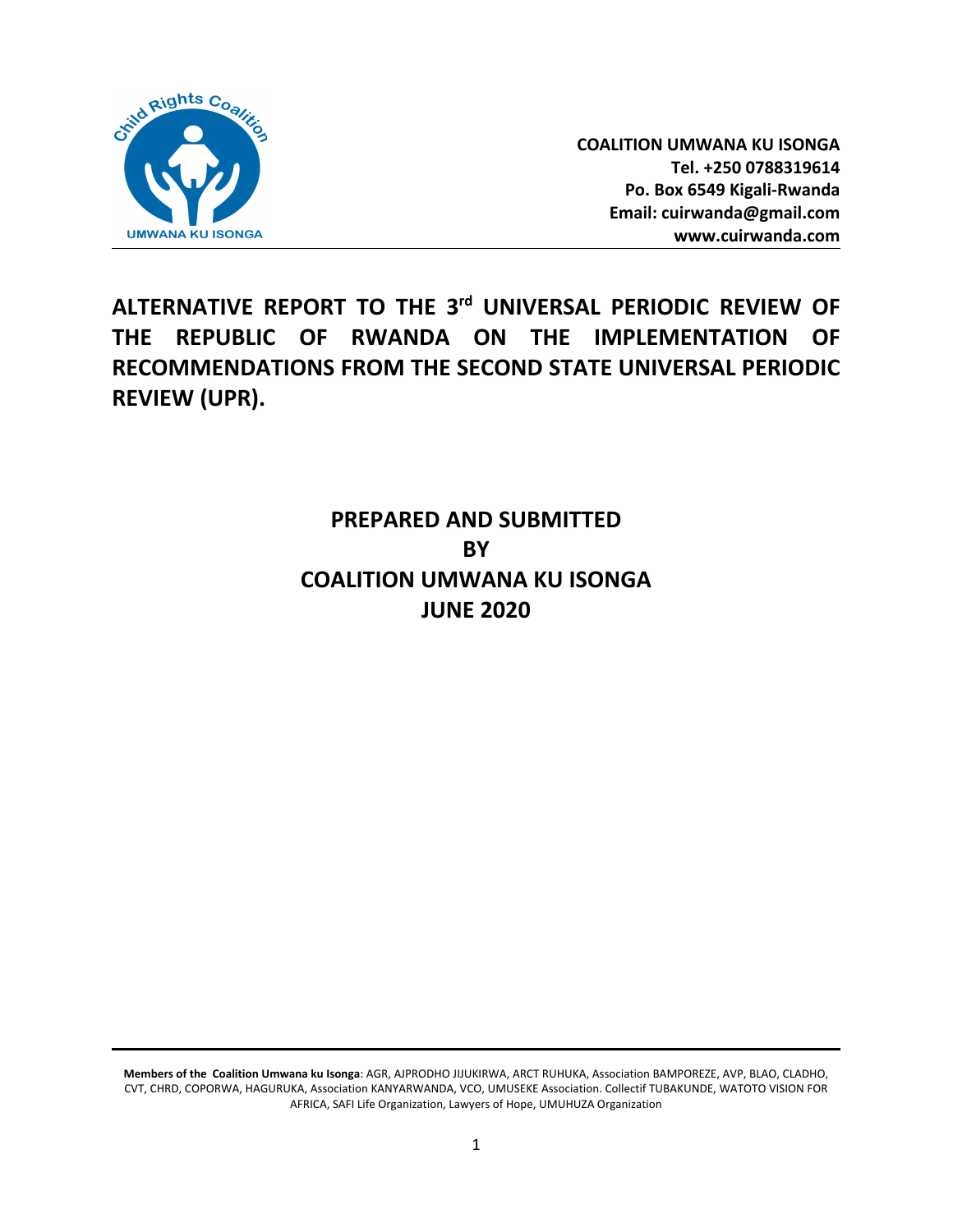**COALITION UMWANA KU ISONGA**
**Tel. +250 0788319614**
**Po. Box 6549 Kigali-Rwanda**
**Email: cuirwanda@gmail.com**
**www.cuirwanda.com**

# ALTERNATIVE REPORT TO THE 3rd UNIVERSAL PERIODIC REVIEW OF THE REPUBLIC OF RWANDA ON THE IMPLEMENTATION OF RECOMMENDATIONS FROM THE SECOND STATE UNIVERSAL PERIODIC REVIEW (UPR).

**PREPARED AND SUBMITTED**
**BY**
**COALITION UMWANA KU ISONGA**
**JUNE 2020**

**Members of the Coalition Umwana ku Isonga**: AGR, AJPRODHO JIJUKIRWA, ARCT RUHUKA, Association BAMPOREZE, AVP, BLAO, CLADHO, CVT, CHRD, COPORWA, HAGURUKA, Association KANYARWANDA, VCO, UMUSEKE Association. Collectif TUBAKUNDE, WATOTO VISION FOR AFRICA, SAFI Life Organization, Lawyers of Hope, UMUHUZA Organization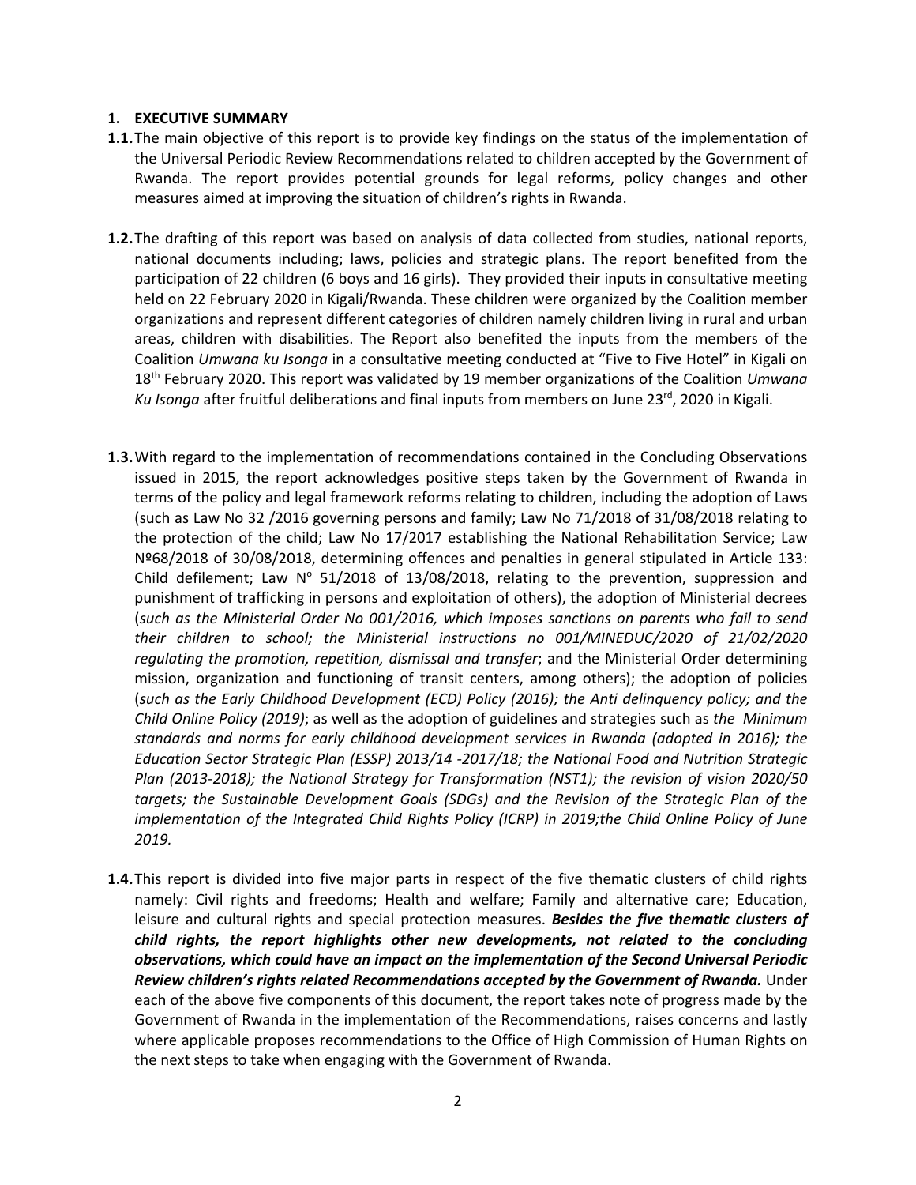## 1. EXECUTIVE SUMMARY

**1.1.** The main objective of this report is to provide key findings on the status of the implementation of the Universal Periodic Review Recommendations related to children accepted by the Government of Rwanda. The report provides potential grounds for legal reforms, policy changes and other measures aimed at improving the situation of children's rights in Rwanda.

**1.2.** The drafting of this report was based on analysis of data collected from studies, national reports, national documents including; laws, policies and strategic plans. The report benefited from the participation of 22 children (6 boys and 16 girls). They provided their inputs in consultative meeting held on 22 February 2020 in Kigali/Rwanda. These children were organized by the Coalition member organizations and represent different categories of children namely children living in rural and urban areas, children with disabilities. The Report also benefited the inputs from the members of the Coalition *Umwana ku Isonga* in a consultative meeting conducted at "Five to Five Hotel" in Kigali on 18th February 2020. This report was validated by 19 member organizations of the Coalition *Umwana Ku Isonga* after fruitful deliberations and final inputs from members on June 23rd, 2020 in Kigali.

**1.3.** With regard to the implementation of recommendations contained in the Concluding Observations issued in 2015, the report acknowledges positive steps taken by the Government of Rwanda in terms of the policy and legal framework reforms relating to children, including the adoption of Laws (such as Law No 32 /2016 governing persons and family; Law No 71/2018 of 31/08/2018 relating to the protection of the child; Law No 17/2017 establishing the National Rehabilitation Service; Law Nº68/2018 of 30/08/2018, determining offences and penalties in general stipulated in Article 133: Child defilement; Law Nº 51/2018 of 13/08/2018, relating to the prevention, suppression and punishment of trafficking in persons and exploitation of others), the adoption of Ministerial decrees (*such as the Ministerial Order No 001/2016, which imposes sanctions on parents who fail to send their children to school; the Ministerial instructions no 001/MINEDUC/2020 of 21/02/2020 regulating the promotion, repetition, dismissal and transfer*; and the Ministerial Order determining mission, organization and functioning of transit centers, among others); the adoption of policies (*such as the Early Childhood Development (ECD) Policy (2016); the Anti delinquency policy; and the Child Online Policy (2019)*; as well as the adoption of guidelines and strategies such as *the Minimum standards and norms for early childhood development services in Rwanda (adopted in 2016); the Education Sector Strategic Plan (ESSP) 2013/14 -2017/18; the National Food and Nutrition Strategic Plan (2013-2018); the National Strategy for Transformation (NST1); the revision of vision 2020/50 targets; the Sustainable Development Goals (SDGs) and the Revision of the Strategic Plan of the implementation of the Integrated Child Rights Policy (ICRP) in 2019;the Child Online Policy of June 2019.*

**1.4.** This report is divided into five major parts in respect of the five thematic clusters of child rights namely: Civil rights and freedoms; Health and welfare; Family and alternative care; Education, leisure and cultural rights and special protection measures. ***Besides the five thematic clusters of child rights, the report highlights other new developments, not related to the concluding observations, which could have an impact on the implementation of the Second Universal Periodic Review children's rights related Recommendations accepted by the Government of Rwanda.*** Under each of the above five components of this document, the report takes note of progress made by the Government of Rwanda in the implementation of the Recommendations, raises concerns and lastly where applicable proposes recommendations to the Office of High Commission of Human Rights on the next steps to take when engaging with the Government of Rwanda.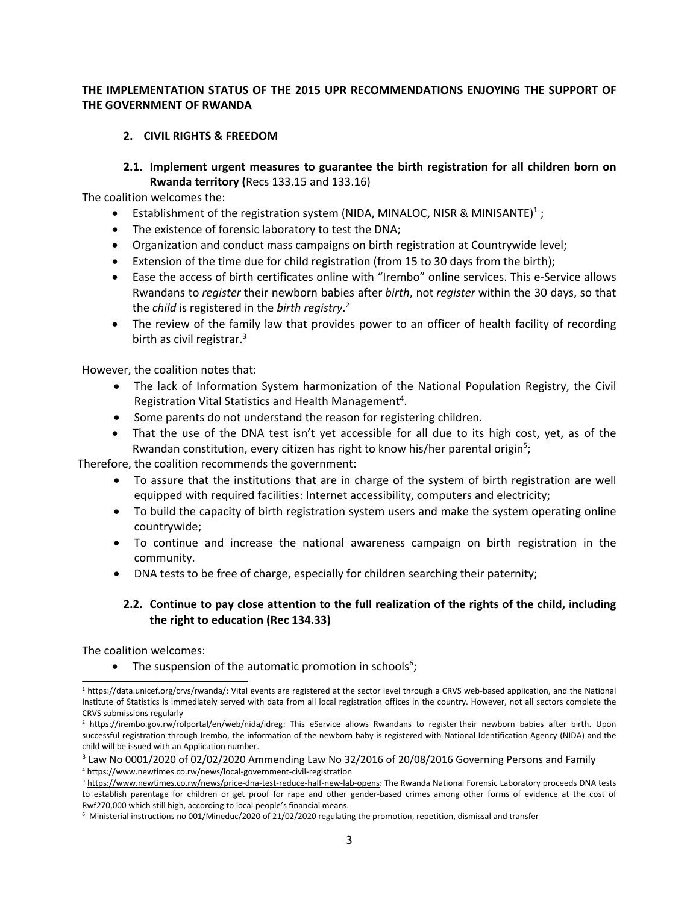**THE IMPLEMENTATION STATUS OF THE 2015 UPR RECOMMENDATIONS ENJOYING THE SUPPORT OF THE GOVERNMENT OF RWANDA**

## 2. CIVIL RIGHTS & FREEDOM

### 2.1. Implement urgent measures to guarantee the birth registration for all children born on Rwanda territory (Recs 133.15 and 133.16)

The coalition welcomes the:

- Establishment of the registration system (NIDA, MINALOC, NISR & MINISANTE)[1] ;
- The existence of forensic laboratory to test the DNA;
- Organization and conduct mass campaigns on birth registration at Countrywide level;
- Extension of the time due for child registration (from 15 to 30 days from the birth);
- Ease the access of birth certificates online with "Irembo" online services. This e-Service allows Rwandans to *register* their newborn babies after *birth*, not *register* within the 30 days, so that the *child* is registered in the *birth registry*.[2]
- The review of the family law that provides power to an officer of health facility of recording birth as civil registrar.[3]

However, the coalition notes that:

- The lack of Information System harmonization of the National Population Registry, the Civil Registration Vital Statistics and Health Management[4].
- Some parents do not understand the reason for registering children.
- That the use of the DNA test isn't yet accessible for all due to its high cost, yet, as of the Rwandan constitution, every citizen has right to know his/her parental origin[5];

Therefore, the coalition recommends the government:

- To assure that the institutions that are in charge of the system of birth registration are well equipped with required facilities: Internet accessibility, computers and electricity;
- To build the capacity of birth registration system users and make the system operating online countrywide;
- To continue and increase the national awareness campaign on birth registration in the community.
- DNA tests to be free of charge, especially for children searching their paternity;

### 2.2. Continue to pay close attention to the full realization of the rights of the child, including the right to education (Rec 134.33)

The coalition welcomes:

- The suspension of the automatic promotion in schools[6];

---

[1] https://data.unicef.org/crvs/rwanda/: Vital events are registered at the sector level through a CRVS web-based application, and the National Institute of Statistics is immediately served with data from all local registration offices in the country. However, not all sectors complete the CRVS submissions regularly

[2] https://irembo.gov.rw/rolportal/en/web/nida/idreg: This eService allows Rwandans to register their newborn babies after birth. Upon successful registration through Irembo, the information of the newborn baby is registered with National Identification Agency (NIDA) and the child will be issued with an Application number.

[3] Law No 0001/2020 of 02/02/2020 Ammending Law No 32/2016 of 20/08/2016 Governing Persons and Family

[4] https://www.newtimes.co.rw/news/local-government-civil-registration

[5] https://www.newtimes.co.rw/news/price-dna-test-reduce-half-new-lab-opens: The Rwanda National Forensic Laboratory proceeds DNA tests to establish parentage for children or get proof for rape and other gender-based crimes among other forms of evidence at the cost of Rwf270,000 which still high, according to local people's financial means.

[6] Ministerial instructions no 001/Mineduc/2020 of 21/02/2020 regulating the promotion, repetition, dismissal and transfer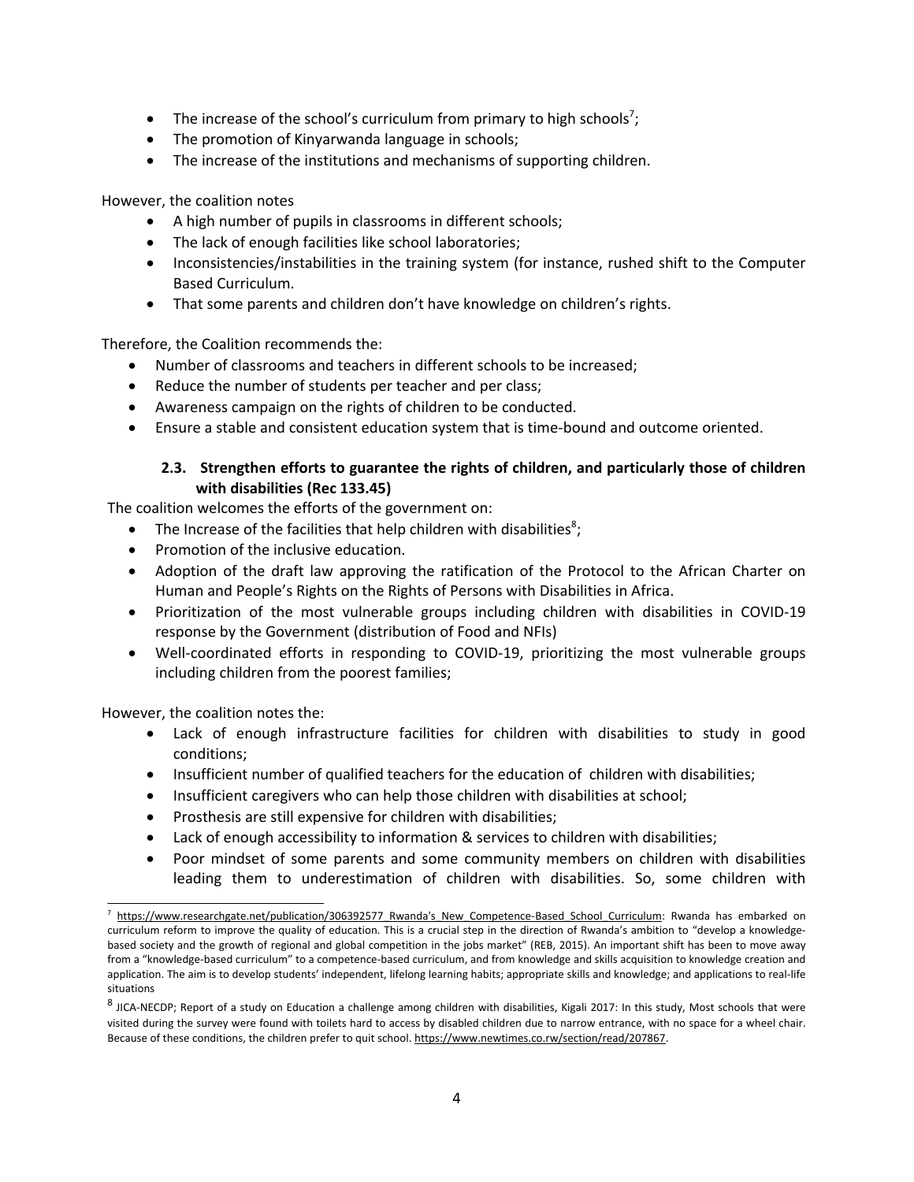- The increase of the school's curriculum from primary to high schools[7];
- The promotion of Kinyarwanda language in schools;
- The increase of the institutions and mechanisms of supporting children.

However, the coalition notes

- A high number of pupils in classrooms in different schools;
- The lack of enough facilities like school laboratories;
- Inconsistencies/instabilities in the training system (for instance, rushed shift to the Computer Based Curriculum.
- That some parents and children don't have knowledge on children's rights.

Therefore, the Coalition recommends the:

- Number of classrooms and teachers in different schools to be increased;
- Reduce the number of students per teacher and per class;
- Awareness campaign on the rights of children to be conducted.
- Ensure a stable and consistent education system that is time-bound and outcome oriented.

### 2.3. Strengthen efforts to guarantee the rights of children, and particularly those of children with disabilities (Rec 133.45)

The coalition welcomes the efforts of the government on:

- The Increase of the facilities that help children with disabilities[8];
- Promotion of the inclusive education.
- Adoption of the draft law approving the ratification of the Protocol to the African Charter on Human and People's Rights on the Rights of Persons with Disabilities in Africa.
- Prioritization of the most vulnerable groups including children with disabilities in COVID-19 response by the Government (distribution of Food and NFIs)
- Well-coordinated efforts in responding to COVID-19, prioritizing the most vulnerable groups including children from the poorest families;

However, the coalition notes the:

- Lack of enough infrastructure facilities for children with disabilities to study in good conditions;
- Insufficient number of qualified teachers for the education of children with disabilities;
- Insufficient caregivers who can help those children with disabilities at school;
- Prosthesis are still expensive for children with disabilities;
- Lack of enough accessibility to information & services to children with disabilities;
- Poor mindset of some parents and some community members on children with disabilities leading them to underestimation of children with disabilities. So, some children with

---

[7] https://www.researchgate.net/publication/306392577_Rwanda's_New_Competence-Based_School_Curriculum: Rwanda has embarked on curriculum reform to improve the quality of education. This is a crucial step in the direction of Rwanda's ambition to "develop a knowledge-based society and the growth of regional and global competition in the jobs market" (REB, 2015). An important shift has been to move away from a "knowledge-based curriculum" to a competence-based curriculum, and from knowledge and skills acquisition to knowledge creation and application. The aim is to develop students' independent, lifelong learning habits; appropriate skills and knowledge; and applications to real-life situations

[8] JICA-NECDP; Report of a study on Education a challenge among children with disabilities, Kigali 2017: In this study, Most schools that were visited during the survey were found with toilets hard to access by disabled children due to narrow entrance, with no space for a wheel chair. Because of these conditions, the children prefer to quit school. https://www.newtimes.co.rw/section/read/207867.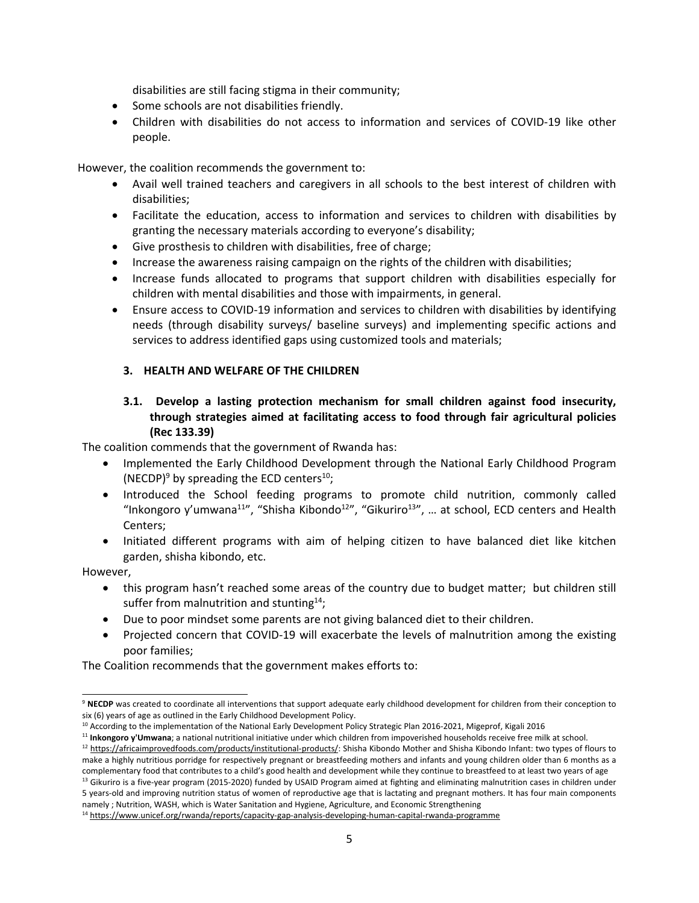disabilities are still facing stigma in their community;

- Some schools are not disabilities friendly.
- Children with disabilities do not access to information and services of COVID-19 like other people.

However, the coalition recommends the government to:

- Avail well trained teachers and caregivers in all schools to the best interest of children with disabilities;
- Facilitate the education, access to information and services to children with disabilities by granting the necessary materials according to everyone's disability;
- Give prosthesis to children with disabilities, free of charge;
- Increase the awareness raising campaign on the rights of the children with disabilities;
- Increase funds allocated to programs that support children with disabilities especially for children with mental disabilities and those with impairments, in general.
- Ensure access to COVID-19 information and services to children with disabilities by identifying needs (through disability surveys/ baseline surveys) and implementing specific actions and services to address identified gaps using customized tools and materials;

## 3. HEALTH AND WELFARE OF THE CHILDREN

### 3.1. Develop a lasting protection mechanism for small children against food insecurity, through strategies aimed at facilitating access to food through fair agricultural policies (Rec 133.39)

The coalition commends that the government of Rwanda has:

- Implemented the Early Childhood Development through the National Early Childhood Program (NECDP)[9] by spreading the ECD centers[10];
- Introduced the School feeding programs to promote child nutrition, commonly called "Inkongoro y'umwana[11]", "Shisha Kibondo[12]", "Gikuriro[13]", … at school, ECD centers and Health Centers;
- Initiated different programs with aim of helping citizen to have balanced diet like kitchen garden, shisha kibondo, etc.

However,

- this program hasn't reached some areas of the country due to budget matter; but children still suffer from malnutrition and stunting[14];
- Due to poor mindset some parents are not giving balanced diet to their children.
- Projected concern that COVID-19 will exacerbate the levels of malnutrition among the existing poor families;

The Coalition recommends that the government makes efforts to:

---

[9] **NECDP** was created to coordinate all interventions that support adequate early childhood development for children from their conception to six (6) years of age as outlined in the Early Childhood Development Policy.

[10] According to the implementation of the National Early Development Policy Strategic Plan 2016-2021, Migeprof, Kigali 2016

[11] **Inkongoro y'Umwana**; a national nutritional initiative under which children from impoverished households receive free milk at school.

[12] https://africaimprovedfoods.com/products/institutional-products/: Shisha Kibondo Mother and Shisha Kibondo Infant: two types of flours to make a highly nutritious porridge for respectively pregnant or breastfeeding mothers and infants and young children older than 6 months as a complementary food that contributes to a child's good health and development while they continue to breastfeed to at least two years of age

[13] Gikuriro is a five-year program (2015-2020) funded by USAID Program aimed at fighting and eliminating malnutrition cases in children under 5 years-old and improving nutrition status of women of reproductive age that is lactating and pregnant mothers. It has four main components namely ; Nutrition, WASH, which is Water Sanitation and Hygiene, Agriculture, and Economic Strengthening

[14] https://www.unicef.org/rwanda/reports/capacity-gap-analysis-developing-human-capital-rwanda-programme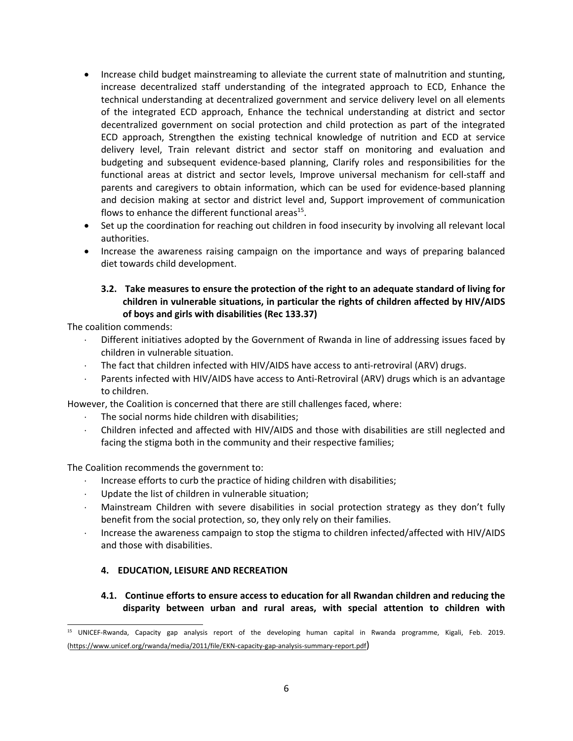- Increase child budget mainstreaming to alleviate the current state of malnutrition and stunting, increase decentralized staff understanding of the integrated approach to ECD, Enhance the technical understanding at decentralized government and service delivery level on all elements of the integrated ECD approach, Enhance the technical understanding at district and sector decentralized government on social protection and child protection as part of the integrated ECD approach, Strengthen the existing technical knowledge of nutrition and ECD at service delivery level, Train relevant district and sector staff on monitoring and evaluation and budgeting and subsequent evidence-based planning, Clarify roles and responsibilities for the functional areas at district and sector levels, Improve universal mechanism for cell-staff and parents and caregivers to obtain information, which can be used for evidence-based planning and decision making at sector and district level and, Support improvement of communication flows to enhance the different functional areas[15].
- Set up the coordination for reaching out children in food insecurity by involving all relevant local authorities.
- Increase the awareness raising campaign on the importance and ways of preparing balanced diet towards child development.

### 3.2. Take measures to ensure the protection of the right to an adequate standard of living for children in vulnerable situations, in particular the rights of children affected by HIV/AIDS of boys and girls with disabilities (Rec 133.37)

The coalition commends:

- Different initiatives adopted by the Government of Rwanda in line of addressing issues faced by children in vulnerable situation.
- The fact that children infected with HIV/AIDS have access to anti-retroviral (ARV) drugs.
- Parents infected with HIV/AIDS have access to Anti-Retroviral (ARV) drugs which is an advantage to children.

However, the Coalition is concerned that there are still challenges faced, where:

- The social norms hide children with disabilities;
- Children infected and affected with HIV/AIDS and those with disabilities are still neglected and facing the stigma both in the community and their respective families;

The Coalition recommends the government to:

- Increase efforts to curb the practice of hiding children with disabilities;
- Update the list of children in vulnerable situation;
- Mainstream Children with severe disabilities in social protection strategy as they don't fully benefit from the social protection, so, they only rely on their families.
- Increase the awareness campaign to stop the stigma to children infected/affected with HIV/AIDS and those with disabilities.

## 4. EDUCATION, LEISURE AND RECREATION

### 4.1. Continue efforts to ensure access to education for all Rwandan children and reducing the disparity between urban and rural areas, with special attention to children with

---

[15] UNICEF-Rwanda, Capacity gap analysis report of the developing human capital in Rwanda programme, Kigali, Feb. 2019. (https://www.unicef.org/rwanda/media/2011/file/EKN-capacity-gap-analysis-summary-report.pdf)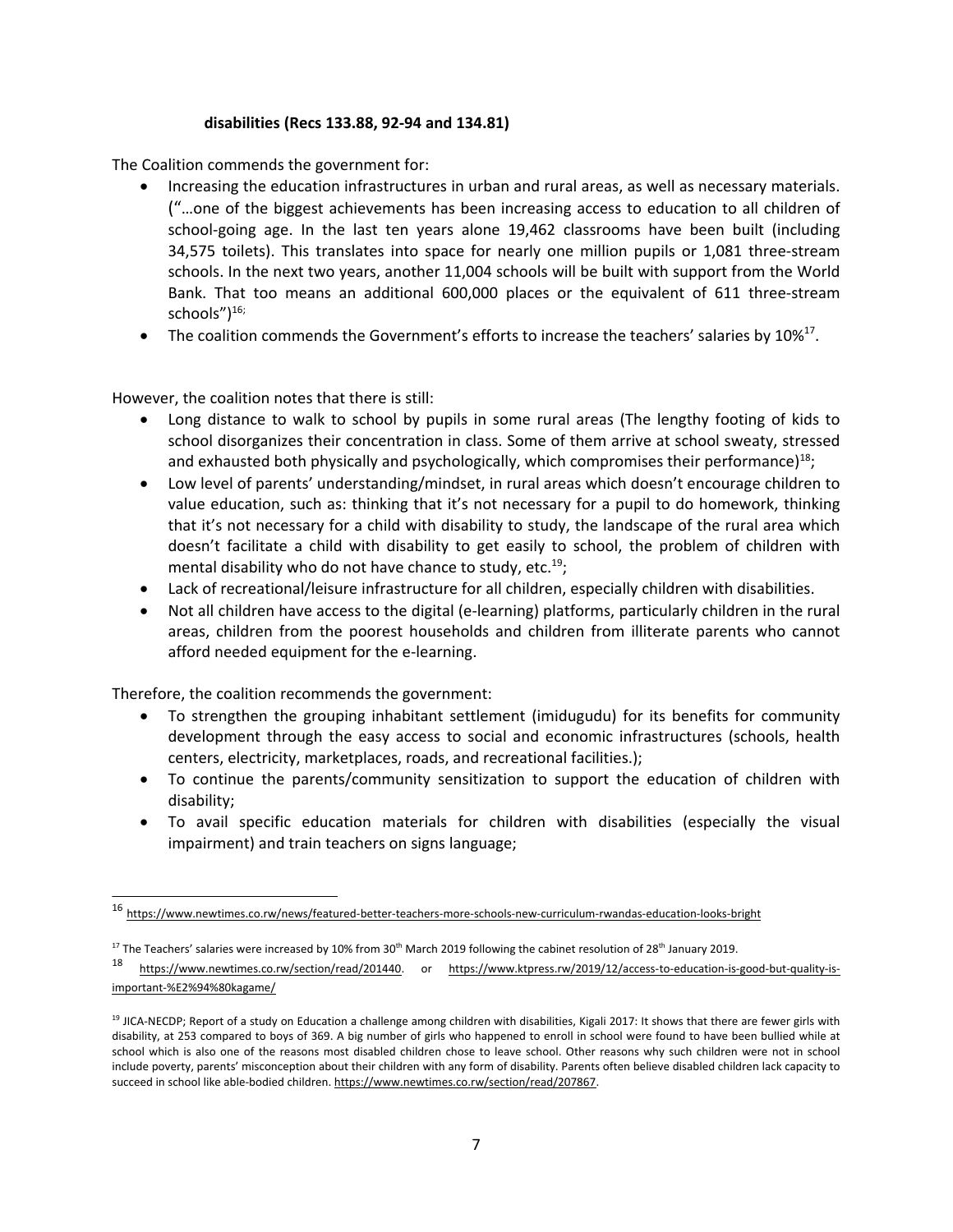**disabilities (Recs 133.88, 92-94 and 134.81)**

The Coalition commends the government for:

- Increasing the education infrastructures in urban and rural areas, as well as necessary materials. ("…one of the biggest achievements has been increasing access to education to all children of school-going age. In the last ten years alone 19,462 classrooms have been built (including 34,575 toilets). This translates into space for nearly one million pupils or 1,081 three-stream schools. In the next two years, another 11,004 schools will be built with support from the World Bank. That too means an additional 600,000 places or the equivalent of 611 three-stream schools")[16;]
- The coalition commends the Government's efforts to increase the teachers' salaries by 10%[17].

However, the coalition notes that there is still:

- Long distance to walk to school by pupils in some rural areas (The lengthy footing of kids to school disorganizes their concentration in class. Some of them arrive at school sweaty, stressed and exhausted both physically and psychologically, which compromises their performance)[18];
- Low level of parents' understanding/mindset, in rural areas which doesn't encourage children to value education, such as: thinking that it's not necessary for a pupil to do homework, thinking that it's not necessary for a child with disability to study, the landscape of the rural area which doesn't facilitate a child with disability to get easily to school, the problem of children with mental disability who do not have chance to study, etc.[19];
- Lack of recreational/leisure infrastructure for all children, especially children with disabilities.
- Not all children have access to the digital (e-learning) platforms, particularly children in the rural areas, children from the poorest households and children from illiterate parents who cannot afford needed equipment for the e-learning.

Therefore, the coalition recommends the government:

- To strengthen the grouping inhabitant settlement (imidugudu) for its benefits for community development through the easy access to social and economic infrastructures (schools, health centers, electricity, marketplaces, roads, and recreational facilities.);
- To continue the parents/community sensitization to support the education of children with disability;
- To avail specific education materials for children with disabilities (especially the visual impairment) and train teachers on signs language;

---

[16] https://www.newtimes.co.rw/news/featured-better-teachers-more-schools-new-curriculum-rwandas-education-looks-bright

[17] The Teachers' salaries were increased by 10% from 30th March 2019 following the cabinet resolution of 28th January 2019.

[18] https://www.newtimes.co.rw/section/read/201440. or https://www.ktpress.rw/2019/12/access-to-education-is-good-but-quality-is-important-%E2%94%80kagame/

[19] JICA-NECDP; Report of a study on Education a challenge among children with disabilities, Kigali 2017: It shows that there are fewer girls with disability, at 253 compared to boys of 369. A big number of girls who happened to enroll in school were found to have been bullied while at school which is also one of the reasons most disabled children chose to leave school. Other reasons why such children were not in school include poverty, parents' misconception about their children with any form of disability. Parents often believe disabled children lack capacity to succeed in school like able-bodied children. https://www.newtimes.co.rw/section/read/207867.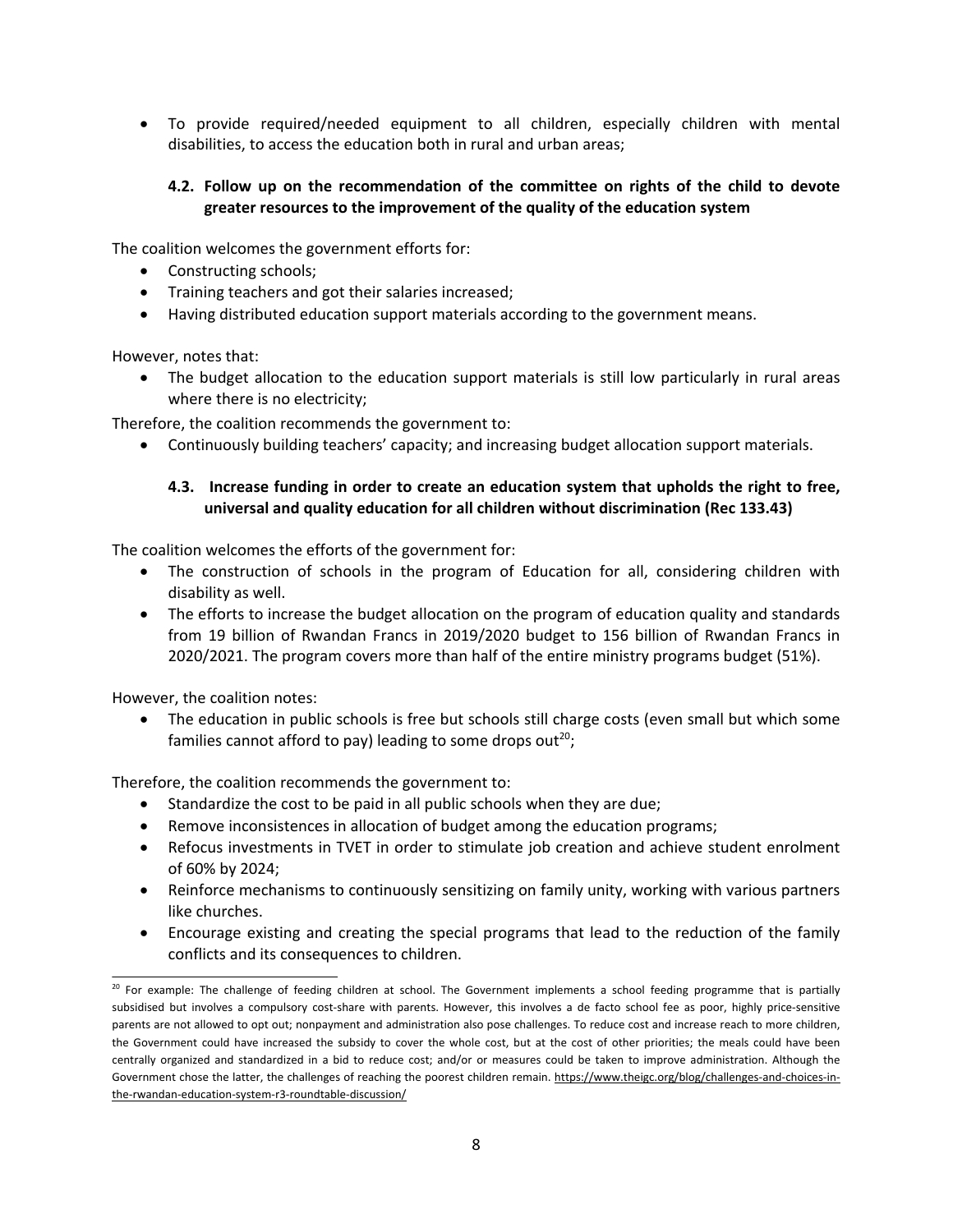- To provide required/needed equipment to all children, especially children with mental disabilities, to access the education both in rural and urban areas;

### 4.2. Follow up on the recommendation of the committee on rights of the child to devote greater resources to the improvement of the quality of the education system

The coalition welcomes the government efforts for:

- Constructing schools;
- Training teachers and got their salaries increased;
- Having distributed education support materials according to the government means.

However, notes that:

- The budget allocation to the education support materials is still low particularly in rural areas where there is no electricity;

Therefore, the coalition recommends the government to:

- Continuously building teachers' capacity; and increasing budget allocation support materials.

### 4.3. Increase funding in order to create an education system that upholds the right to free, universal and quality education for all children without discrimination (Rec 133.43)

The coalition welcomes the efforts of the government for:

- The construction of schools in the program of Education for all, considering children with disability as well.
- The efforts to increase the budget allocation on the program of education quality and standards from 19 billion of Rwandan Francs in 2019/2020 budget to 156 billion of Rwandan Francs in 2020/2021. The program covers more than half of the entire ministry programs budget (51%).

However, the coalition notes:

- The education in public schools is free but schools still charge costs (even small but which some families cannot afford to pay) leading to some drops out[20];

Therefore, the coalition recommends the government to:

- Standardize the cost to be paid in all public schools when they are due;
- Remove inconsistences in allocation of budget among the education programs;
- Refocus investments in TVET in order to stimulate job creation and achieve student enrolment of 60% by 2024;
- Reinforce mechanisms to continuously sensitizing on family unity, working with various partners like churches.
- Encourage existing and creating the special programs that lead to the reduction of the family conflicts and its consequences to children.

---

[20] For example: The challenge of feeding children at school. The Government implements a school feeding programme that is partially subsidised but involves a compulsory cost-share with parents. However, this involves a de facto school fee as poor, highly price-sensitive parents are not allowed to opt out; nonpayment and administration also pose challenges. To reduce cost and increase reach to more children, the Government could have increased the subsidy to cover the whole cost, but at the cost of other priorities; the meals could have been centrally organized and standardized in a bid to reduce cost; and/or or measures could be taken to improve administration. Although the Government chose the latter, the challenges of reaching the poorest children remain. https://www.theigc.org/blog/challenges-and-choices-in-the-rwandan-education-system-r3-roundtable-discussion/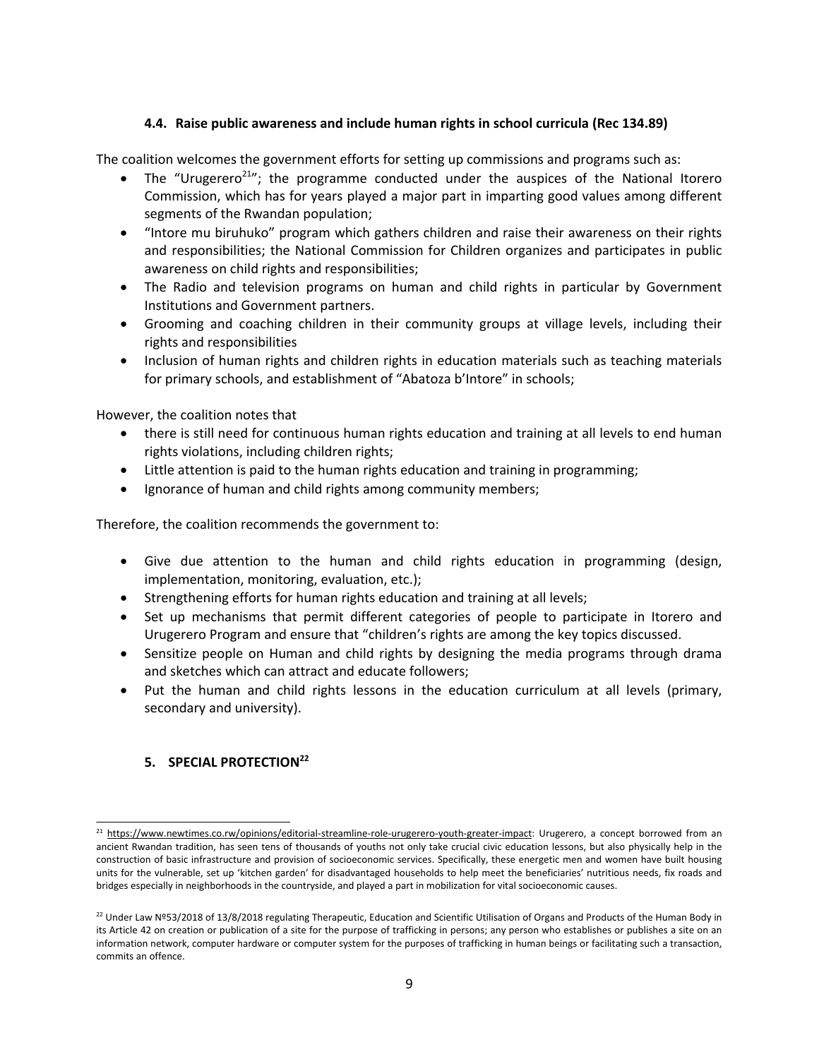### 4.4. Raise public awareness and include human rights in school curricula (Rec 134.89)

The coalition welcomes the government efforts for setting up commissions and programs such as:

- The "Urugerero[21]"; the programme conducted under the auspices of the National Itorero Commission, which has for years played a major part in imparting good values among different segments of the Rwandan population;
- "Intore mu biruhuko" program which gathers children and raise their awareness on their rights and responsibilities; the National Commission for Children organizes and participates in public awareness on child rights and responsibilities;
- The Radio and television programs on human and child rights in particular by Government Institutions and Government partners.
- Grooming and coaching children in their community groups at village levels, including their rights and responsibilities
- Inclusion of human rights and children rights in education materials such as teaching materials for primary schools, and establishment of "Abatoza b'Intore" in schools;

However, the coalition notes that

- there is still need for continuous human rights education and training at all levels to end human rights violations, including children rights;
- Little attention is paid to the human rights education and training in programming;
- Ignorance of human and child rights among community members;

Therefore, the coalition recommends the government to:

- Give due attention to the human and child rights education in programming (design, implementation, monitoring, evaluation, etc.);
- Strengthening efforts for human rights education and training at all levels;
- Set up mechanisms that permit different categories of people to participate in Itorero and Urugerero Program and ensure that "children's rights are among the key topics discussed.
- Sensitize people on Human and child rights by designing the media programs through drama and sketches which can attract and educate followers;
- Put the human and child rights lessons in the education curriculum at all levels (primary, secondary and university).

## 5. SPECIAL PROTECTION[22]

---

[21] https://www.newtimes.co.rw/opinions/editorial-streamline-role-urugerero-youth-greater-impact: Urugerero, a concept borrowed from an ancient Rwandan tradition, has seen tens of thousands of youths not only take crucial civic education lessons, but also physically help in the construction of basic infrastructure and provision of socioeconomic services. Specifically, these energetic men and women have built housing units for the vulnerable, set up 'kitchen garden' for disadvantaged households to help meet the beneficiaries' nutritious needs, fix roads and bridges especially in neighborhoods in the countryside, and played a part in mobilization for vital socioeconomic causes.

[22] Under Law Nº53/2018 of 13/8/2018 regulating Therapeutic, Education and Scientific Utilisation of Organs and Products of the Human Body in its Article 42 on creation or publication of a site for the purpose of trafficking in persons; any person who establishes or publishes a site on an information network, computer hardware or computer system for the purposes of trafficking in human beings or facilitating such a transaction, commits an offence.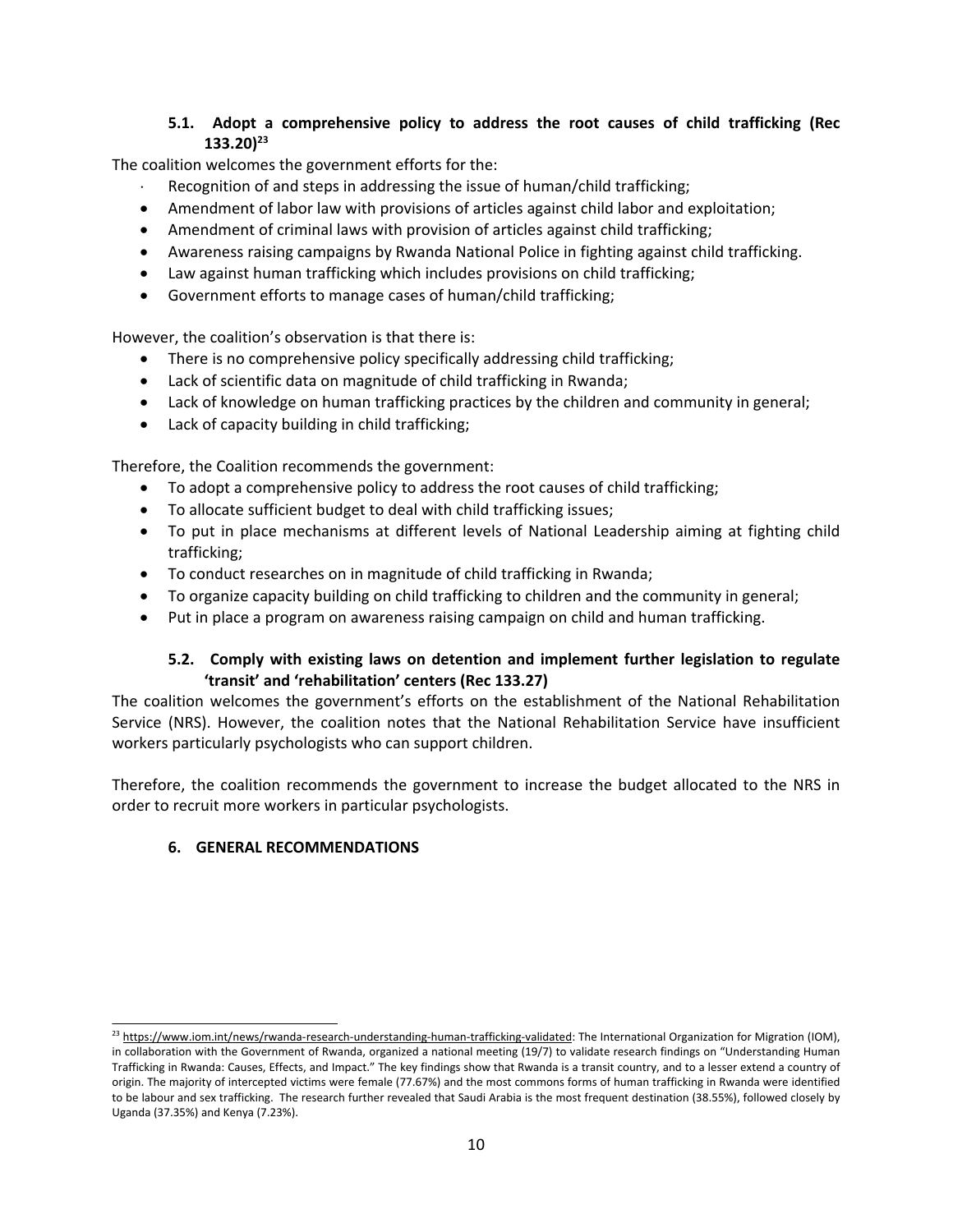### 5.1. Adopt a comprehensive policy to address the root causes of child trafficking (Rec 133.20)[23]

The coalition welcomes the government efforts for the:

- Recognition of and steps in addressing the issue of human/child trafficking;
- Amendment of labor law with provisions of articles against child labor and exploitation;
- Amendment of criminal laws with provision of articles against child trafficking;
- Awareness raising campaigns by Rwanda National Police in fighting against child trafficking.
- Law against human trafficking which includes provisions on child trafficking;
- Government efforts to manage cases of human/child trafficking;

However, the coalition's observation is that there is:

- There is no comprehensive policy specifically addressing child trafficking;
- Lack of scientific data on magnitude of child trafficking in Rwanda;
- Lack of knowledge on human trafficking practices by the children and community in general;
- Lack of capacity building in child trafficking;

Therefore, the Coalition recommends the government:

- To adopt a comprehensive policy to address the root causes of child trafficking;
- To allocate sufficient budget to deal with child trafficking issues;
- To put in place mechanisms at different levels of National Leadership aiming at fighting child trafficking;
- To conduct researches on in magnitude of child trafficking in Rwanda;
- To organize capacity building on child trafficking to children and the community in general;
- Put in place a program on awareness raising campaign on child and human trafficking.

### 5.2. Comply with existing laws on detention and implement further legislation to regulate 'transit' and 'rehabilitation' centers (Rec 133.27)

The coalition welcomes the government's efforts on the establishment of the National Rehabilitation Service (NRS). However, the coalition notes that the National Rehabilitation Service have insufficient workers particularly psychologists who can support children.

Therefore, the coalition recommends the government to increase the budget allocated to the NRS in order to recruit more workers in particular psychologists.

## 6. GENERAL RECOMMENDATIONS

---

[23] https://www.iom.int/news/rwanda-research-understanding-human-trafficking-validated: The International Organization for Migration (IOM), in collaboration with the Government of Rwanda, organized a national meeting (19/7) to validate research findings on "Understanding Human Trafficking in Rwanda: Causes, Effects, and Impact." The key findings show that Rwanda is a transit country, and to a lesser extend a country of origin. The majority of intercepted victims were female (77.67%) and the most commons forms of human trafficking in Rwanda were identified to be labour and sex trafficking. The research further revealed that Saudi Arabia is the most frequent destination (38.55%), followed closely by Uganda (37.35%) and Kenya (7.23%).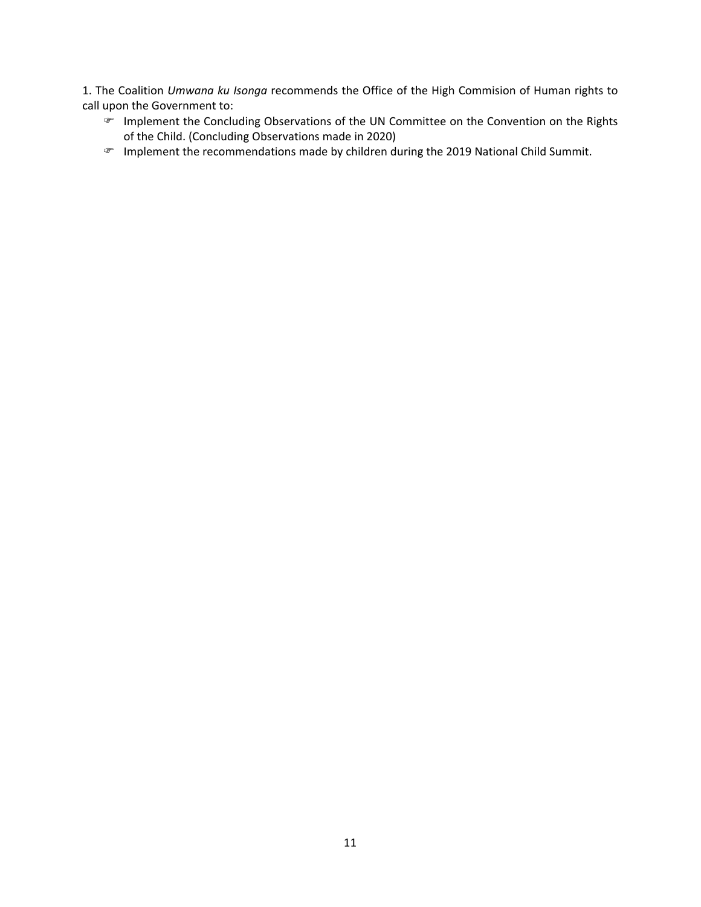1. The Coalition *Umwana ku Isonga* recommends the Office of the High Commision of Human rights to call upon the Government to:

- Implement the Concluding Observations of the UN Committee on the Convention on the Rights of the Child. (Concluding Observations made in 2020)
- Implement the recommendations made by children during the 2019 National Child Summit.